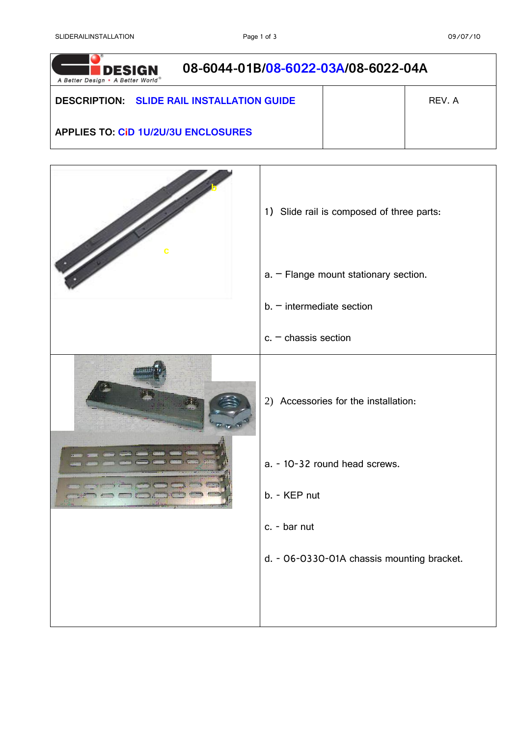# 08-6044-01B/08-6022-03A/08-6022-04A

| DESCRIPTION: SLIDE RAIL INSTALLATION GUIDE | | REV. A |
|---|---|---|
| APPLIES TO: CiD 1U/2U/3U ENCLOSURES | | |

| | |
|---|---|
| b<br>c | 1) Slide rail is composed of three parts:<br><br>a. – Flange mount stationary section.<br><br>b. – intermediate section<br><br>c. – chassis section |
| | 2) Accessories for the installation:<br><br>a. - 10-32 round head screws.<br><br>b. - KEP nut<br><br>c. - bar nut<br><br>d. - 06-0330-01A chassis mounting bracket. |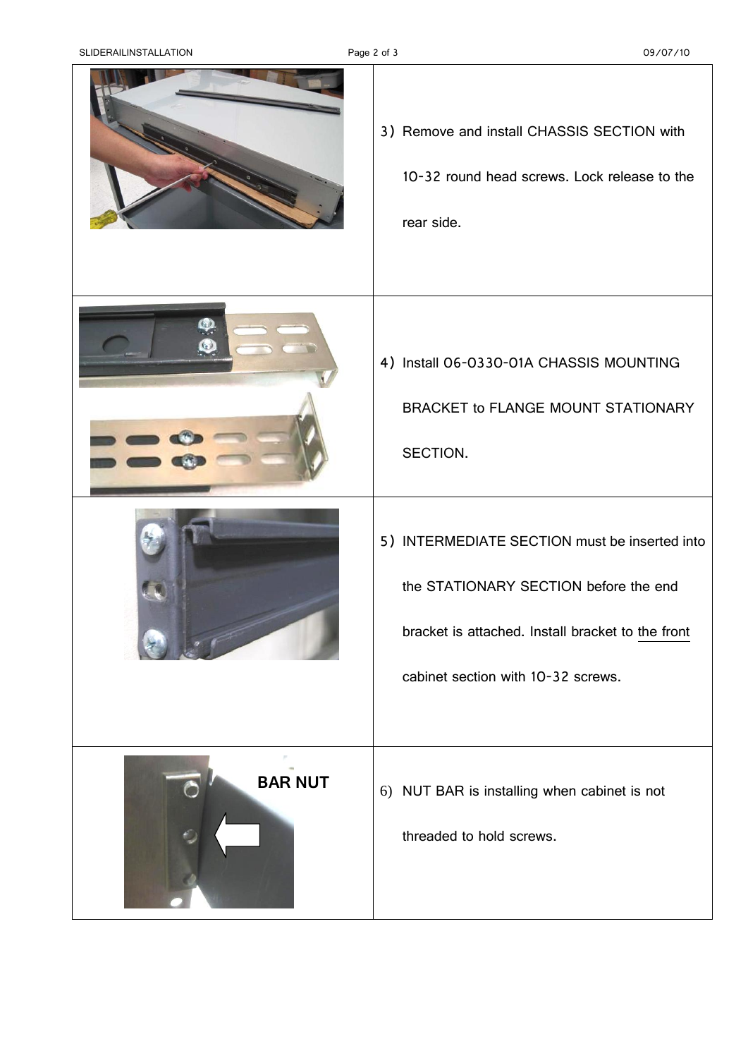3) Remove and install CHASSIS SECTION with 10-32 round head screws. Lock release to the rear side.

4) Install 06-0330-01A CHASSIS MOUNTING BRACKET to FLANGE MOUNT STATIONARY SECTION.

5) INTERMEDIATE SECTION must be inserted into the STATIONARY SECTION before the end bracket is attached. Install bracket to the front cabinet section with 10-32 screws.

BAR NUT

6) NUT BAR is installing when cabinet is not threaded to hold screws.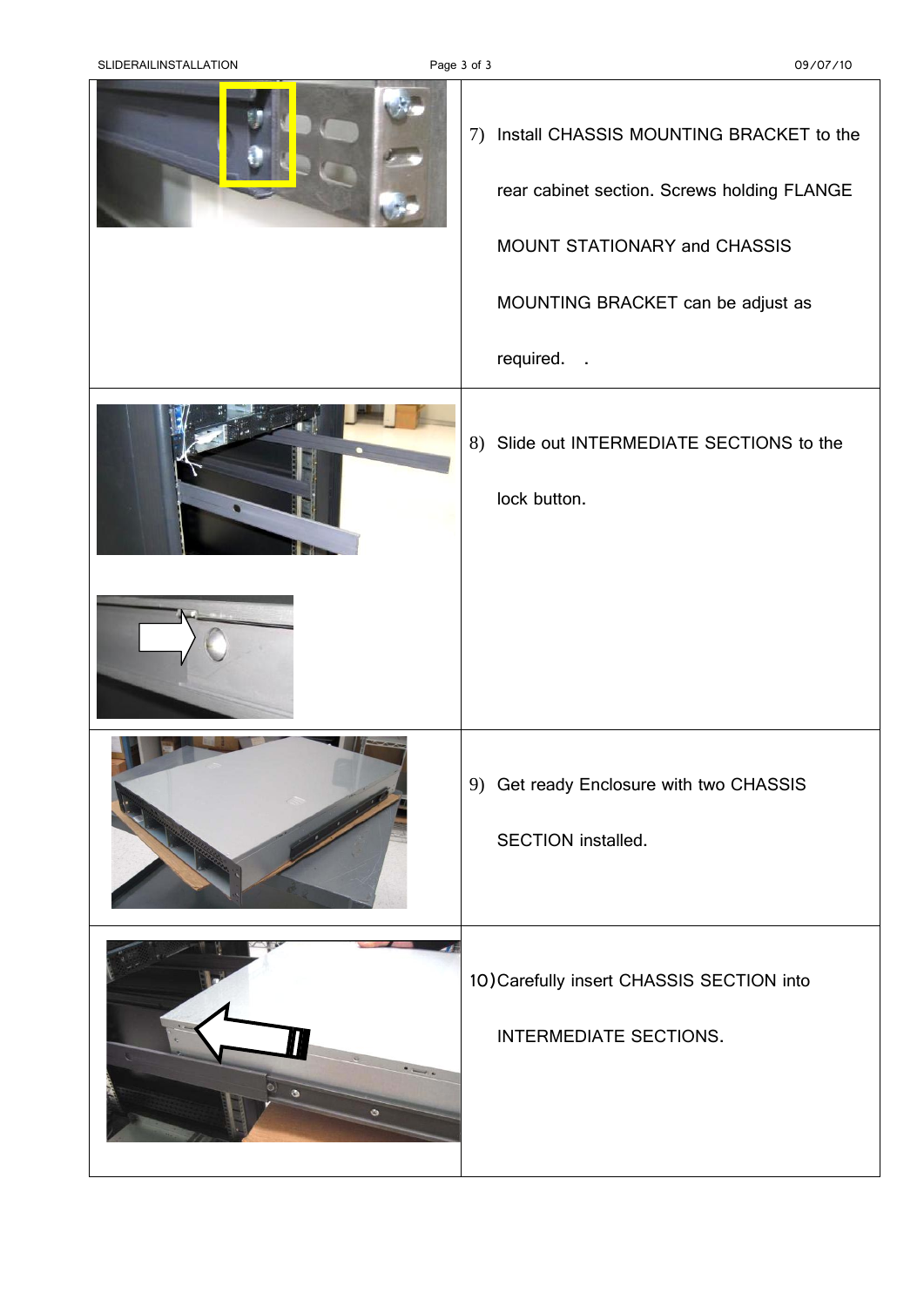7) Install CHASSIS MOUNTING BRACKET to the rear cabinet section. Screws holding FLANGE MOUNT STATIONARY and CHASSIS MOUNTING BRACKET can be adjust as required.   .

8) Slide out INTERMEDIATE SECTIONS to the lock button.

9) Get ready Enclosure with two CHASSIS SECTION installed.

10) Carefully insert CHASSIS SECTION into INTERMEDIATE SECTIONS.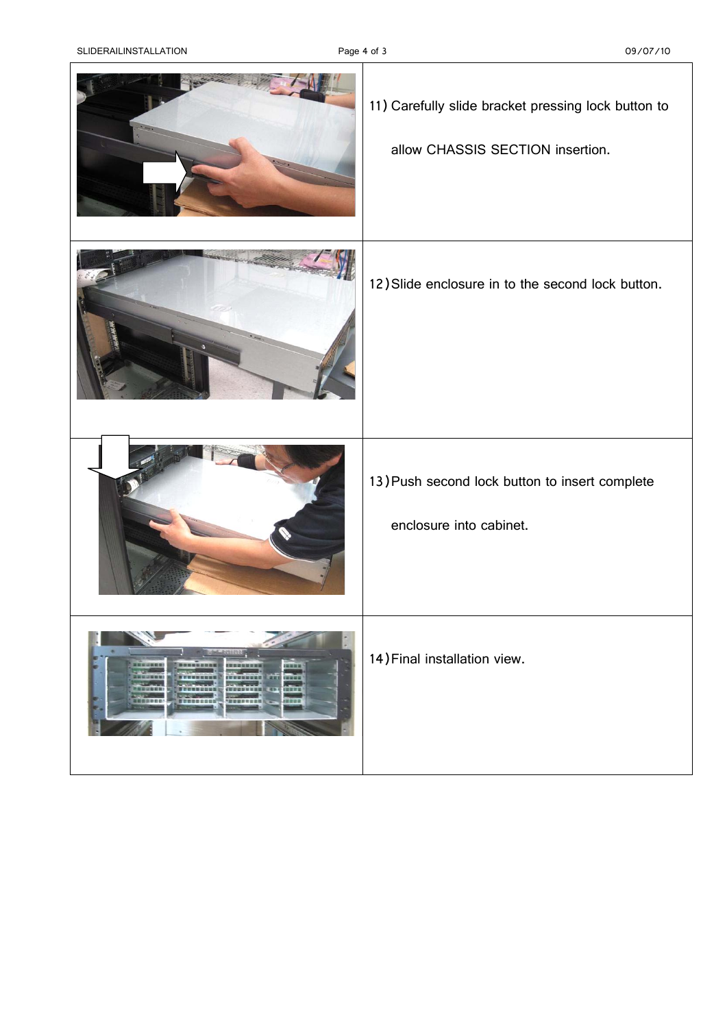11) Carefully slide bracket pressing lock button to allow CHASSIS SECTION insertion.

12) Slide enclosure in to the second lock button.

13) Push second lock button to insert complete enclosure into cabinet.

14) Final installation view.